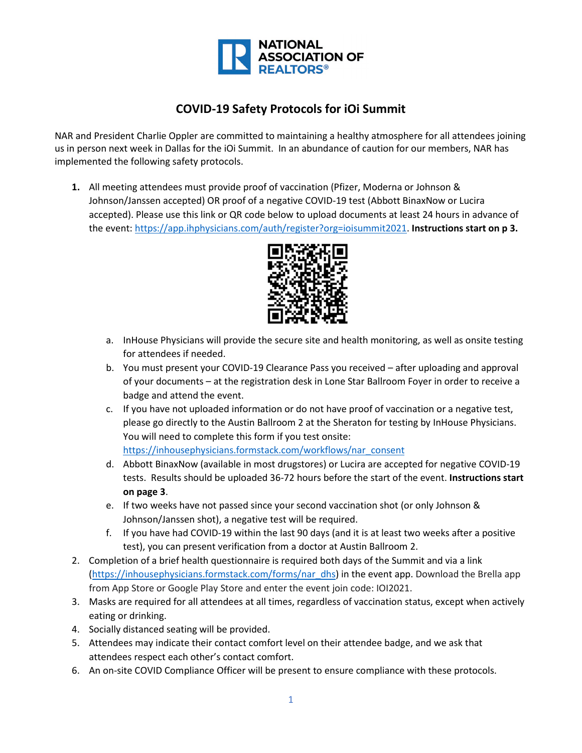NATIONAL ASSOCIATION OF REALTORS®

# COVID-19 Safety Protocols for iOi Summit

NAR and President Charlie Oppler are committed to maintaining a healthy atmosphere for all attendees joining us in person next week in Dallas for the iOi Summit. In an abundance of caution for our members, NAR has implemented the following safety protocols.

1. All meeting attendees must provide proof of vaccination (Pfizer, Moderna or Johnson & Johnson/Janssen accepted) OR proof of a negative COVID-19 test (Abbott BinaxNow or Lucira accepted). Please use this link or QR code below to upload documents at least 24 hours in advance of the event: https://app.ihphysicians.com/auth/register?org=ioisummit2021. **Instructions start on p 3.**

   a. InHouse Physicians will provide the secure site and health monitoring, as well as onsite testing for attendees if needed.
   b. You must present your COVID-19 Clearance Pass you received – after uploading and approval of your documents – at the registration desk in Lone Star Ballroom Foyer in order to receive a badge and attend the event.
   c. If you have not uploaded information or do not have proof of vaccination or a negative test, please go directly to the Austin Ballroom 2 at the Sheraton for testing by InHouse Physicians. You will need to complete this form if you test onsite: https://inhousephysicians.formstack.com/workflows/nar_consent
   d. Abbott BinaxNow (available in most drugstores) or Lucira are accepted for negative COVID-19 tests. Results should be uploaded 36-72 hours before the start of the event. **Instructions start on page 3**.
   e. If two weeks have not passed since your second vaccination shot (or only Johnson & Johnson/Janssen shot), a negative test will be required.
   f. If you have had COVID-19 within the last 90 days (and it is at least two weeks after a positive test), you can present verification from a doctor at Austin Ballroom 2.

2. Completion of a brief health questionnaire is required both days of the Summit and via a link (https://inhousephysicians.formstack.com/forms/nar_dhs) in the event app. Download the Brella app from App Store or Google Play Store and enter the event join code: IOI2021.
3. Masks are required for all attendees at all times, regardless of vaccination status, except when actively eating or drinking.
4. Socially distanced seating will be provided.
5. Attendees may indicate their contact comfort level on their attendee badge, and we ask that attendees respect each other's contact comfort.
6. An on-site COVID Compliance Officer will be present to ensure compliance with these protocols.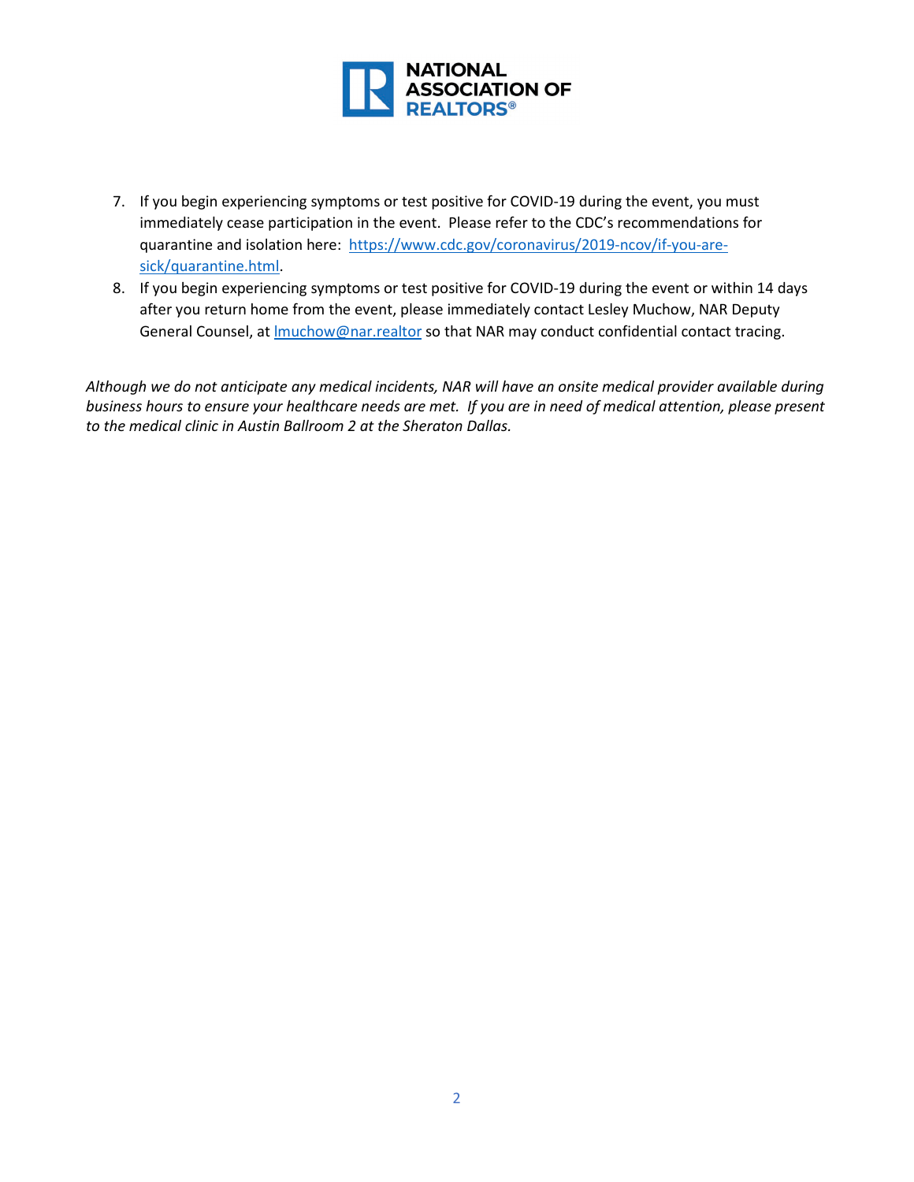7. If you begin experiencing symptoms or test positive for COVID-19 during the event, you must immediately cease participation in the event. Please refer to the CDC's recommendations for quarantine and isolation here: [https://www.cdc.gov/coronavirus/2019-ncov/if-you-are-sick/quarantine.html](https://www.cdc.gov/coronavirus/2019-ncov/if-you-are-sick/quarantine.html).
8. If you begin experiencing symptoms or test positive for COVID-19 during the event or within 14 days after you return home from the event, please immediately contact Lesley Muchow, NAR Deputy General Counsel, at [lmuchow@nar.realtor](mailto:lmuchow@nar.realtor) so that NAR may conduct confidential contact tracing.

*Although we do not anticipate any medical incidents, NAR will have an onsite medical provider available during business hours to ensure your healthcare needs are met. If you are in need of medical attention, please present to the medical clinic in Austin Ballroom 2 at the Sheraton Dallas.*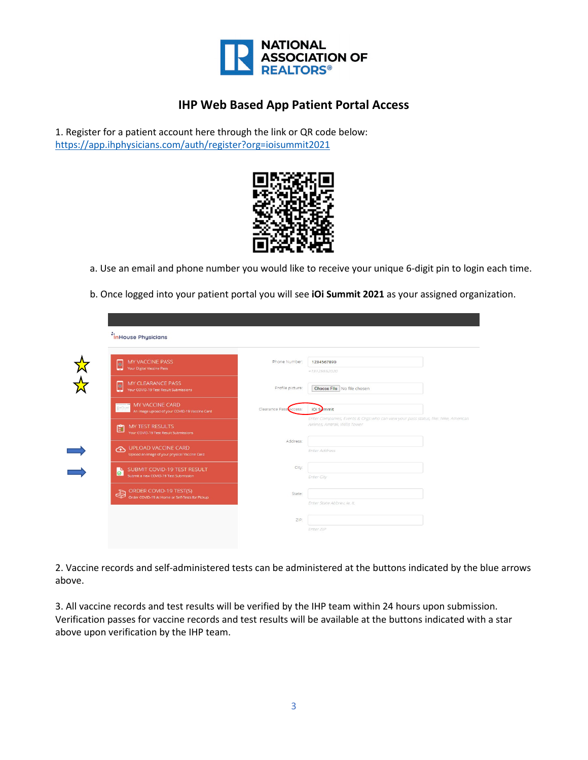# NATIONAL ASSOCIATION OF REALTORS®

## IHP Web Based App Patient Portal Access

1. Register for a patient account here through the link or QR code below: https://app.ihphysicians.com/auth/register?org=ioisummit2021

   a. Use an email and phone number you would like to receive your unique 6-digit pin to login each time.

   b. Once logged into your patient portal you will see **iOi Summit 2021** as your assigned organization.

2. Vaccine records and self-administered tests can be administered at the buttons indicated by the blue arrows above.

3. All vaccine records and test results will be verified by the IHP team within 24 hours upon submission. Verification passes for vaccine records and test results will be available at the buttons indicated with a star above upon verification by the IHP team.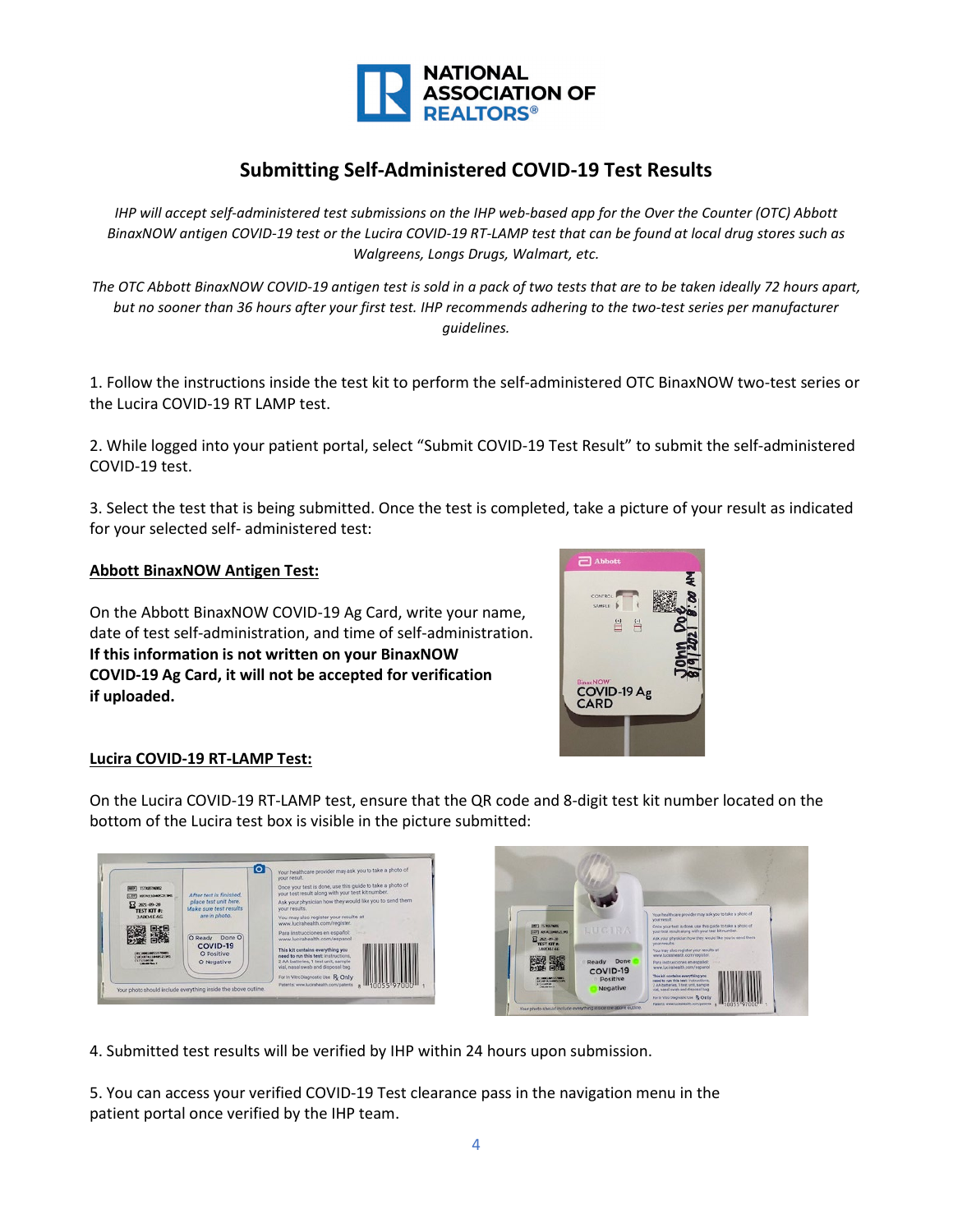# Submitting Self-Administered COVID-19 Test Results

*IHP will accept self-administered test submissions on the IHP web-based app for the Over the Counter (OTC) Abbott BinaxNOW antigen COVID-19 test or the Lucira COVID-19 RT-LAMP test that can be found at local drug stores such as Walgreens, Longs Drugs, Walmart, etc.*

*The OTC Abbott BinaxNOW COVID-19 antigen test is sold in a pack of two tests that are to be taken ideally 72 hours apart, but no sooner than 36 hours after your first test. IHP recommends adhering to the two-test series per manufacturer guidelines.*

1. Follow the instructions inside the test kit to perform the self-administered OTC BinaxNOW two-test series or the Lucira COVID-19 RT LAMP test.

2. While logged into your patient portal, select "Submit COVID-19 Test Result" to submit the self-administered COVID-19 test.

3. Select the test that is being submitted. Once the test is completed, take a picture of your result as indicated for your selected self- administered test:

**Abbott BinaxNOW Antigen Test:**

On the Abbott BinaxNOW COVID-19 Ag Card, write your name, date of test self-administration, and time of self-administration. **If this information is not written on your BinaxNOW COVID-19 Ag Card, it will not be accepted for verification if uploaded.**

**Lucira COVID-19 RT-LAMP Test:**

On the Lucira COVID-19 RT-LAMP test, ensure that the QR code and 8-digit test kit number located on the bottom of the Lucira test box is visible in the picture submitted:

4. Submitted test results will be verified by IHP within 24 hours upon submission.

5. You can access your verified COVID-19 Test clearance pass in the navigation menu in the patient portal once verified by the IHP team.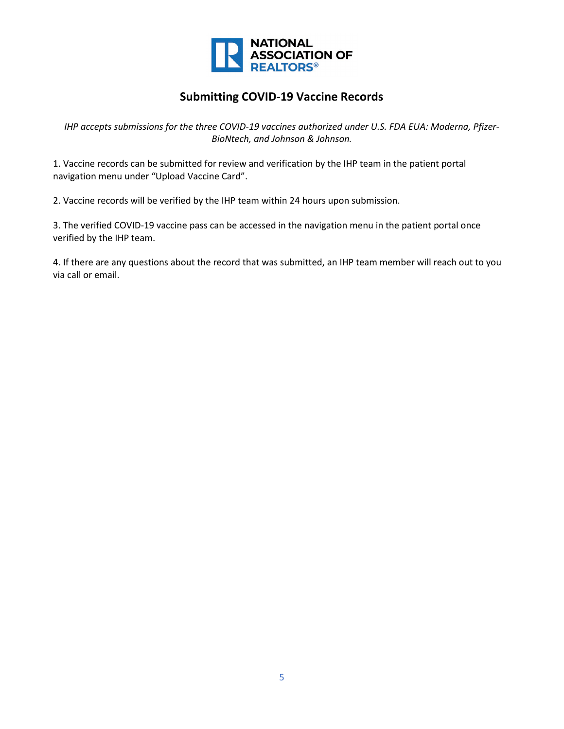NATIONAL ASSOCIATION OF REALTORS®

# Submitting COVID-19 Vaccine Records

*IHP accepts submissions for the three COVID-19 vaccines authorized under U.S. FDA EUA: Moderna, Pfizer-BioNtech, and Johnson & Johnson.*

1. Vaccine records can be submitted for review and verification by the IHP team in the patient portal navigation menu under “Upload Vaccine Card”.

2. Vaccine records will be verified by the IHP team within 24 hours upon submission.

3. The verified COVID-19 vaccine pass can be accessed in the navigation menu in the patient portal once verified by the IHP team.

4. If there are any questions about the record that was submitted, an IHP team member will reach out to you via call or email.